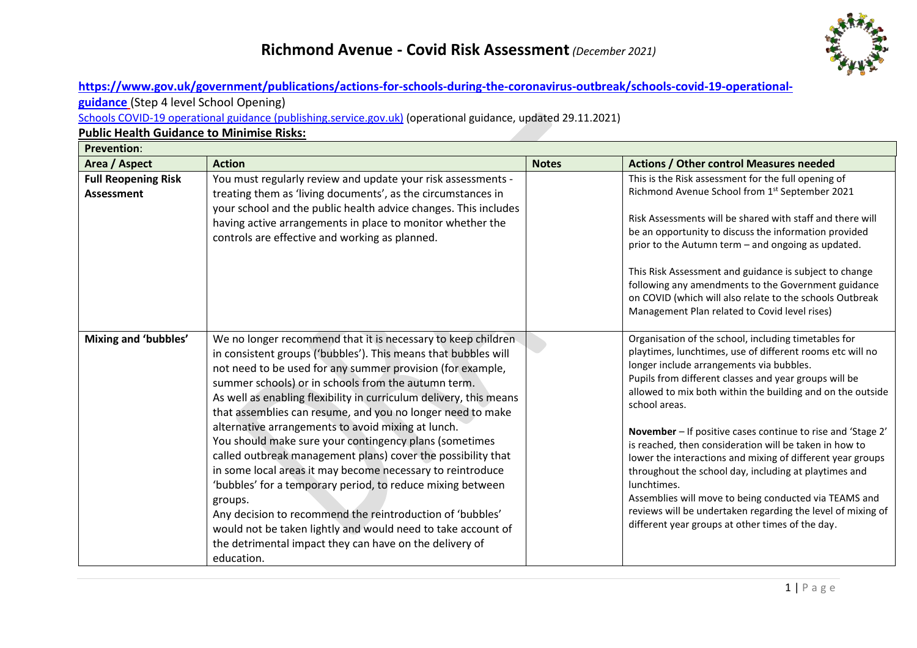# Richmond Avenue - Covid Risk Assessment *(December 2021)*

**https://www.gov.uk/government/publications/actions-for-schools-during-the-coronavirus-outbreak/schools-covid-19-operational-guidance** (Step 4 level School Opening)

Schools COVID-19 operational guidance (publishing.service.gov.uk) (operational guidance, updated 29.11.2021)

**Public Health Guidance to Minimise Risks:**

| **Prevention**: | | | |
|---|---|---|---|
| **Area / Aspect** | **Action** | **Notes** | **Actions / Other control Measures needed** |
| **Full Reopening Risk Assessment** | You must regularly review and update your risk assessments - treating them as 'living documents', as the circumstances in your school and the public health advice changes. This includes having active arrangements in place to monitor whether the controls are effective and working as planned. | | This is the Risk assessment for the full opening of Richmond Avenue School from 1st September 2021<br><br>Risk Assessments will be shared with staff and there will be an opportunity to discuss the information provided prior to the Autumn term – and ongoing as updated.<br><br>This Risk Assessment and guidance is subject to change following any amendments to the Government guidance on COVID (which will also relate to the schools Outbreak Management Plan related to Covid level rises) |
| **Mixing and 'bubbles'** | We no longer recommend that it is necessary to keep children in consistent groups ('bubbles'). This means that bubbles will not need to be used for any summer provision (for example, summer schools) or in schools from the autumn term.<br>As well as enabling flexibility in curriculum delivery, this means that assemblies can resume, and you no longer need to make alternative arrangements to avoid mixing at lunch.<br>You should make sure your contingency plans (sometimes called outbreak management plans) cover the possibility that in some local areas it may become necessary to reintroduce 'bubbles' for a temporary period, to reduce mixing between groups.<br>Any decision to recommend the reintroduction of 'bubbles' would not be taken lightly and would need to take account of the detrimental impact they can have on the delivery of education. | | Organisation of the school, including timetables for playtimes, lunchtimes, use of different rooms etc will no longer include arrangements via bubbles.<br>Pupils from different classes and year groups will be allowed to mix both within the building and on the outside school areas.<br><br>**November** – If positive cases continue to rise and 'Stage 2' is reached, then consideration will be taken in how to lower the interactions and mixing of different year groups throughout the school day, including at playtimes and lunchtimes.<br>Assemblies will move to being conducted via TEAMS and reviews will be undertaken regarding the level of mixing of different year groups at other times of the day. |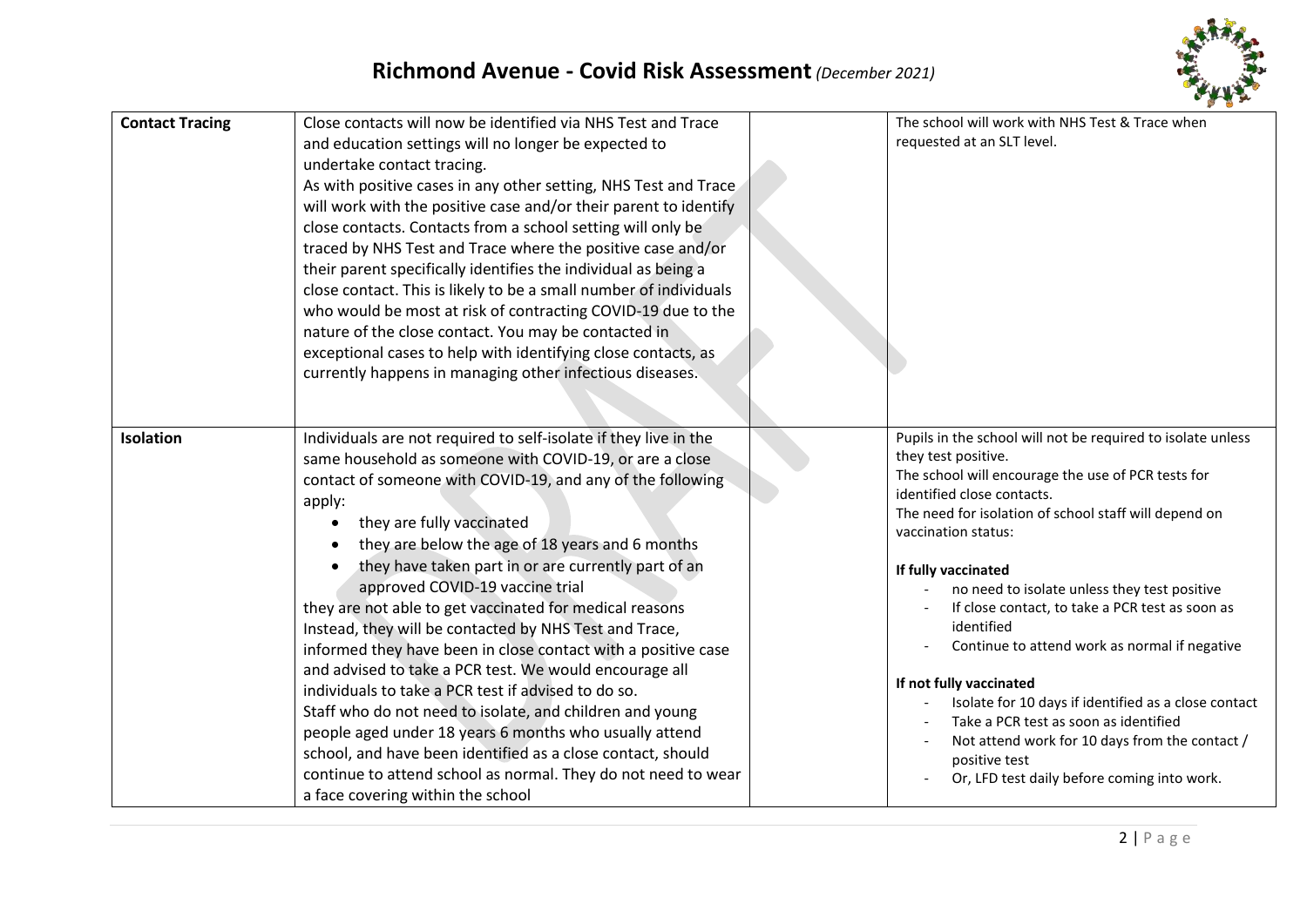| Contact Tracing | Close contacts will now be identified via NHS Test and Trace and education settings will no longer be expected to undertake contact tracing.<br>As with positive cases in any other setting, NHS Test and Trace will work with the positive case and/or their parent to identify close contacts. Contacts from a school setting will only be traced by NHS Test and Trace where the positive case and/or their parent specifically identifies the individual as being a close contact. This is likely to be a small number of individuals who would be most at risk of contracting COVID-19 due to the nature of the close contact. You may be contacted in exceptional cases to help with identifying close contacts, as currently happens in managing other infectious diseases. | | The school will work with NHS Test & Trace when requested at an SLT level. |
|---|---|---|---|
| **Isolation** | Individuals are not required to self-isolate if they live in the same household as someone with COVID-19, or are a close contact of someone with COVID-19, and any of the following apply:<br>• they are fully vaccinated<br>• they are below the age of 18 years and 6 months<br>• they have taken part in or are currently part of an approved COVID-19 vaccine trial<br>they are not able to get vaccinated for medical reasons<br>Instead, they will be contacted by NHS Test and Trace, informed they have been in close contact with a positive case and advised to take a PCR test. We would encourage all individuals to take a PCR test if advised to do so.<br>Staff who do not need to isolate, and children and young people aged under 18 years 6 months who usually attend school, and have been identified as a close contact, should continue to attend school as normal. They do not need to wear a face covering within the school | | Pupils in the school will not be required to isolate unless they test positive.<br>The school will encourage the use of PCR tests for identified close contacts.<br>The need for isolation of school staff will depend on vaccination status:<br><br>**If fully vaccinated**<br>- no need to isolate unless they test positive<br>- If close contact, to take a PCR test as soon as identified<br>- Continue to attend work as normal if negative<br><br>**If not fully vaccinated**<br>- Isolate for 10 days if identified as a close contact<br>- Take a PCR test as soon as identified<br>- Not attend work for 10 days from the contact / positive test<br>- Or, LFD test daily before coming into work. |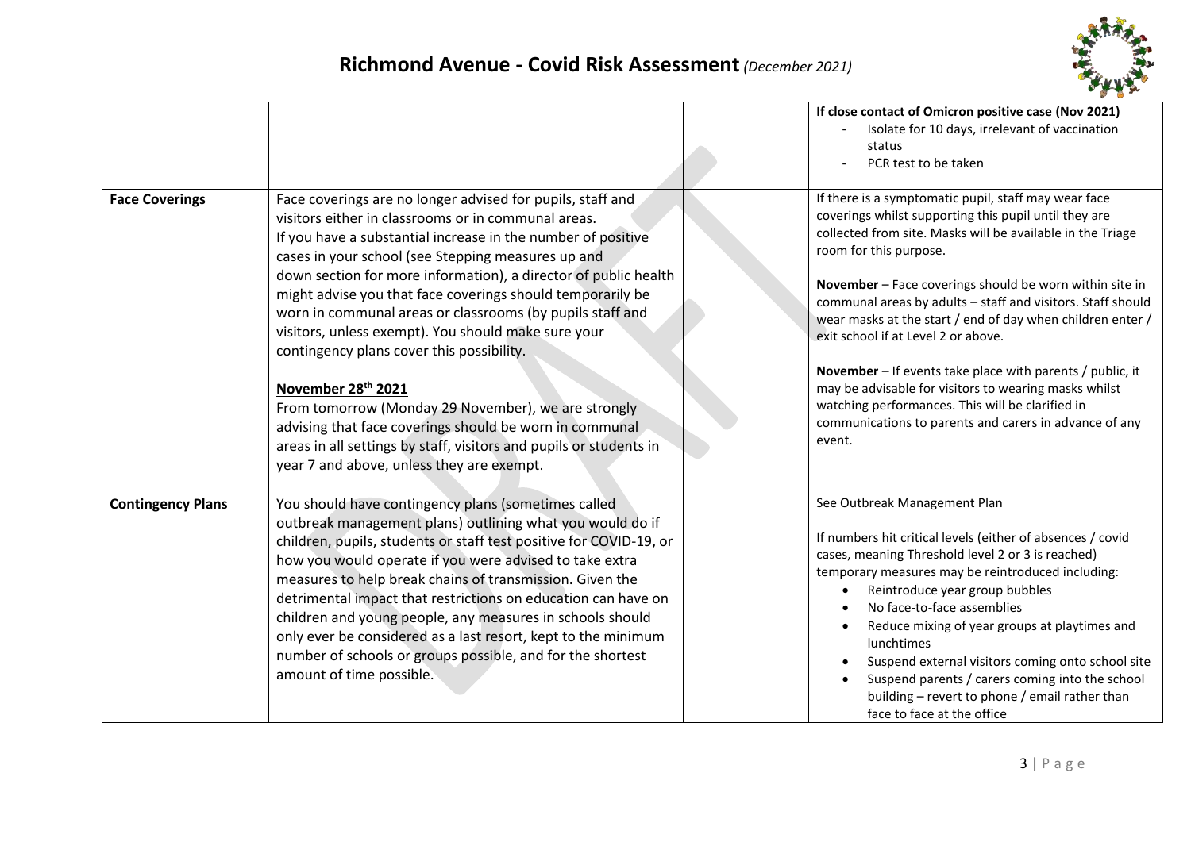| | | | |
|---|---|---|---|
| | | | **If close contact of Omicron positive case (Nov 2021)**<br>- Isolate for 10 days, irrelevant of vaccination status<br>- PCR test to be taken |
| **Face Coverings** | Face coverings are no longer advised for pupils, staff and visitors either in classrooms or in communal areas.<br>If you have a substantial increase in the number of positive cases in your school (see Stepping measures up and down section for more information), a director of public health might advise you that face coverings should temporarily be worn in communal areas or classrooms (by pupils staff and visitors, unless exempt). You should make sure your contingency plans cover this possibility.<br><br>**<u>November 28th 2021</u>**<br>From tomorrow (Monday 29 November), we are strongly advising that face coverings should be worn in communal areas in all settings by staff, visitors and pupils or students in year 7 and above, unless they are exempt. | | If there is a symptomatic pupil, staff may wear face coverings whilst supporting this pupil until they are collected from site. Masks will be available in the Triage room for this purpose.<br><br>**November** – Face coverings should be worn within site in communal areas by adults – staff and visitors. Staff should wear masks at the start / end of day when children enter / exit school if at Level 2 or above.<br><br>**November** – If events take place with parents / public, it may be advisable for visitors to wearing masks whilst watching performances. This will be clarified in communications to parents and carers in advance of any event. |
| **Contingency Plans** | You should have contingency plans (sometimes called outbreak management plans) outlining what you would do if children, pupils, students or staff test positive for COVID-19, or how you would operate if you were advised to take extra measures to help break chains of transmission. Given the detrimental impact that restrictions on education can have on children and young people, any measures in schools should only ever be considered as a last resort, kept to the minimum number of schools or groups possible, and for the shortest amount of time possible. | | See Outbreak Management Plan<br><br>If numbers hit critical levels (either of absences / covid cases, meaning Threshold level 2 or 3 is reached) temporary measures may be reintroduced including:<br>• Reintroduce year group bubbles<br>• No face-to-face assemblies<br>• Reduce mixing of year groups at playtimes and lunchtimes<br>• Suspend external visitors coming onto school site<br>• Suspend parents / carers coming into the school building – revert to phone / email rather than face to face at the office |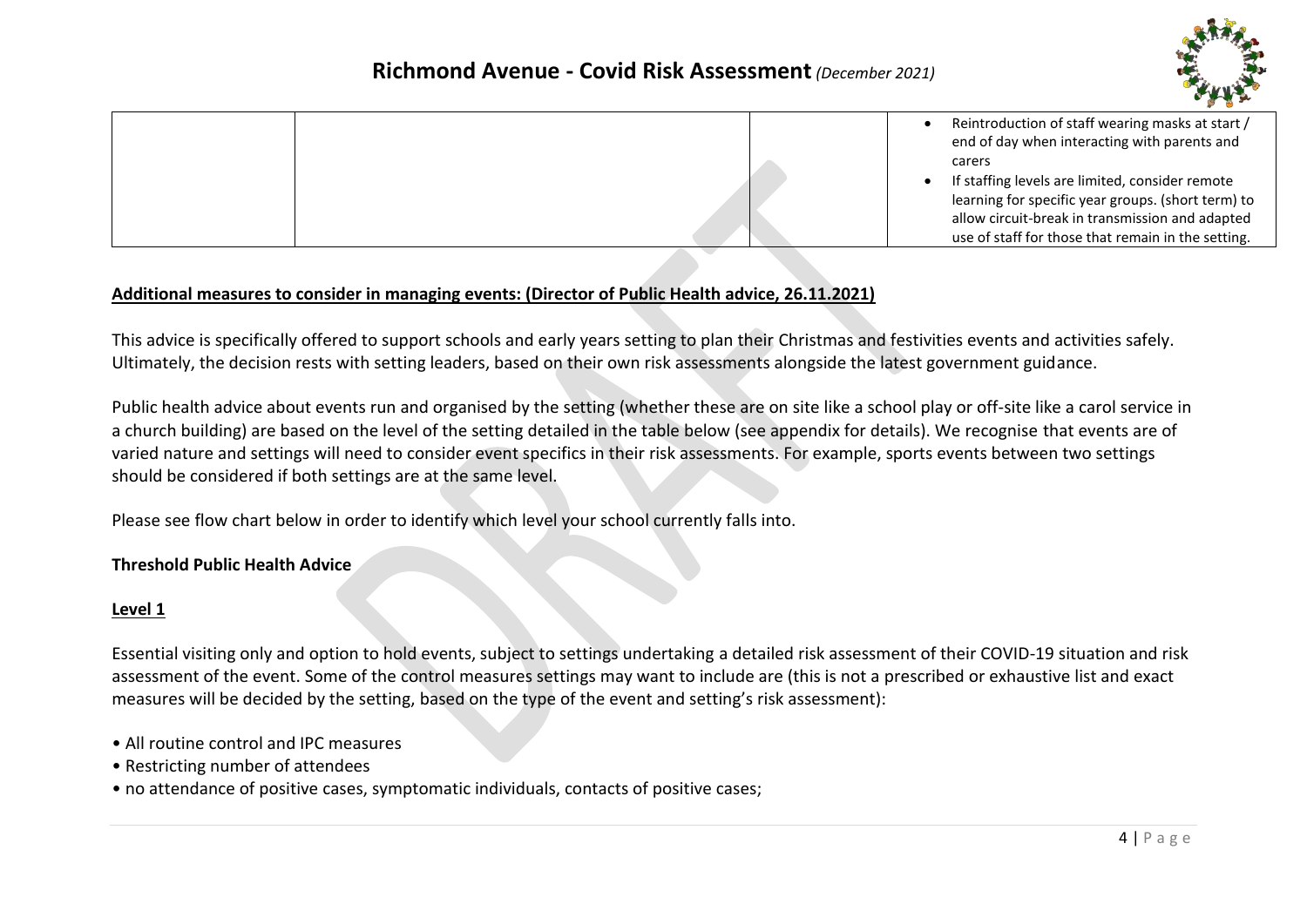| | | | |
|---|---|---|---|
| | | | • Reintroduction of staff wearing masks at start / end of day when interacting with parents and carers<br>• If staffing levels are limited, consider remote learning for specific year groups. (short term) to allow circuit-break in transmission and adapted use of staff for those that remain in the setting. |

**Additional measures to consider in managing events: (Director of Public Health advice, 26.11.2021)**

This advice is specifically offered to support schools and early years setting to plan their Christmas and festivities events and activities safely. Ultimately, the decision rests with setting leaders, based on their own risk assessments alongside the latest government guidance.

Public health advice about events run and organised by the setting (whether these are on site like a school play or off-site like a carol service in a church building) are based on the level of the setting detailed in the table below (see appendix for details). We recognise that events are of varied nature and settings will need to consider event specifics in their risk assessments. For example, sports events between two settings should be considered if both settings are at the same level.

Please see flow chart below in order to identify which level your school currently falls into.

**Threshold Public Health Advice**

**Level 1**

Essential visiting only and option to hold events, subject to settings undertaking a detailed risk assessment of their COVID-19 situation and risk assessment of the event. Some of the control measures settings may want to include are (this is not a prescribed or exhaustive list and exact measures will be decided by the setting, based on the type of the event and setting's risk assessment):

- All routine control and IPC measures
- Restricting number of attendees
- no attendance of positive cases, symptomatic individuals, contacts of positive cases;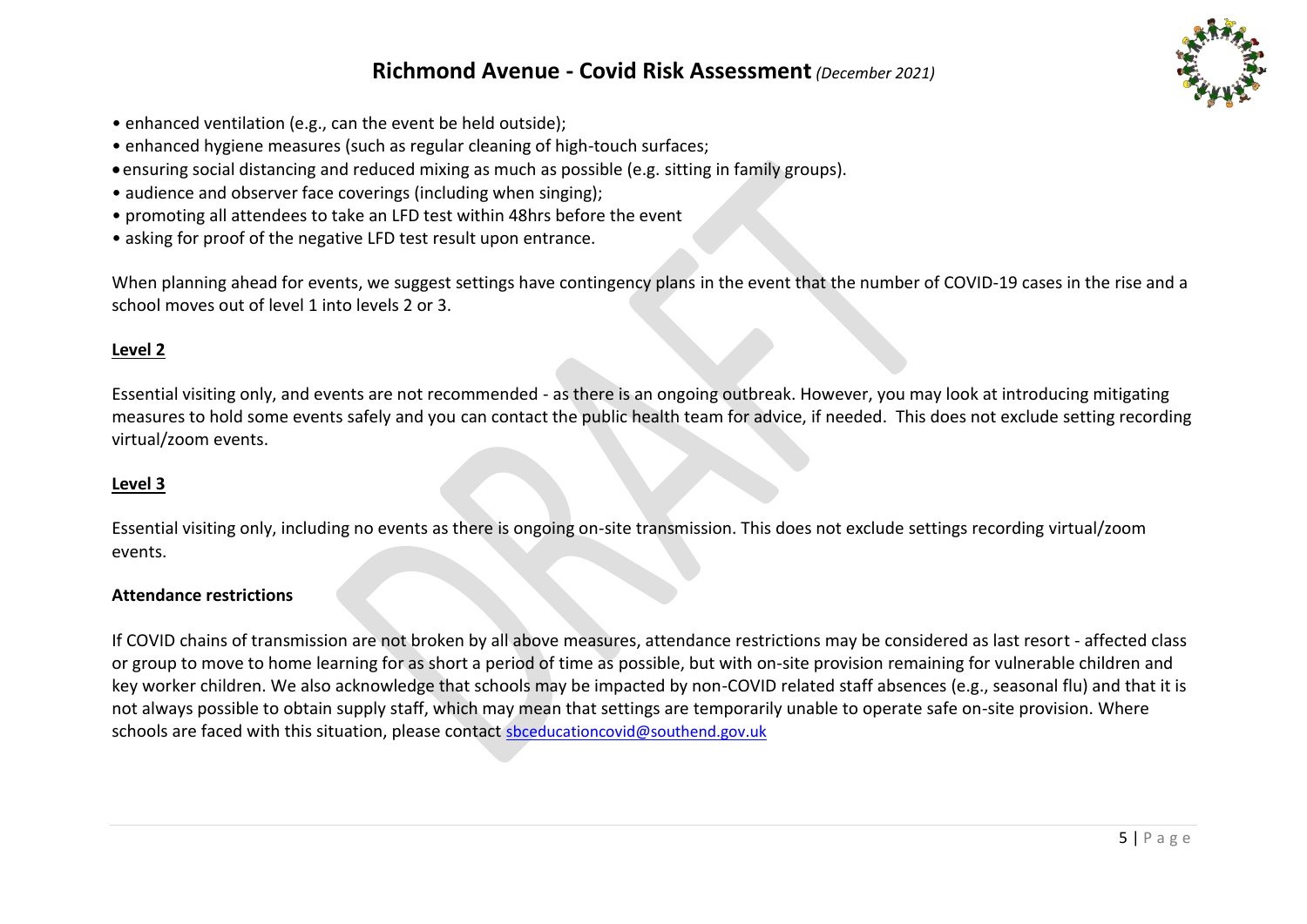- enhanced ventilation (e.g., can the event be held outside);
- enhanced hygiene measures (such as regular cleaning of high-touch surfaces;
- ensuring social distancing and reduced mixing as much as possible (e.g. sitting in family groups).
- audience and observer face coverings (including when singing);
- promoting all attendees to take an LFD test within 48hrs before the event
- asking for proof of the negative LFD test result upon entrance.

When planning ahead for events, we suggest settings have contingency plans in the event that the number of COVID-19 cases in the rise and a school moves out of level 1 into levels 2 or 3.

**Level 2**

Essential visiting only, and events are not recommended - as there is an ongoing outbreak. However, you may look at introducing mitigating measures to hold some events safely and you can contact the public health team for advice, if needed. This does not exclude setting recording virtual/zoom events.

**Level 3**

Essential visiting only, including no events as there is ongoing on-site transmission. This does not exclude settings recording virtual/zoom events.

**Attendance restrictions**

If COVID chains of transmission are not broken by all above measures, attendance restrictions may be considered as last resort - affected class or group to move to home learning for as short a period of time as possible, but with on-site provision remaining for vulnerable children and key worker children. We also acknowledge that schools may be impacted by non-COVID related staff absences (e.g., seasonal flu) and that it is not always possible to obtain supply staff, which may mean that settings are temporarily unable to operate safe on-site provision. Where schools are faced with this situation, please contact sbceducationcovid@southend.gov.uk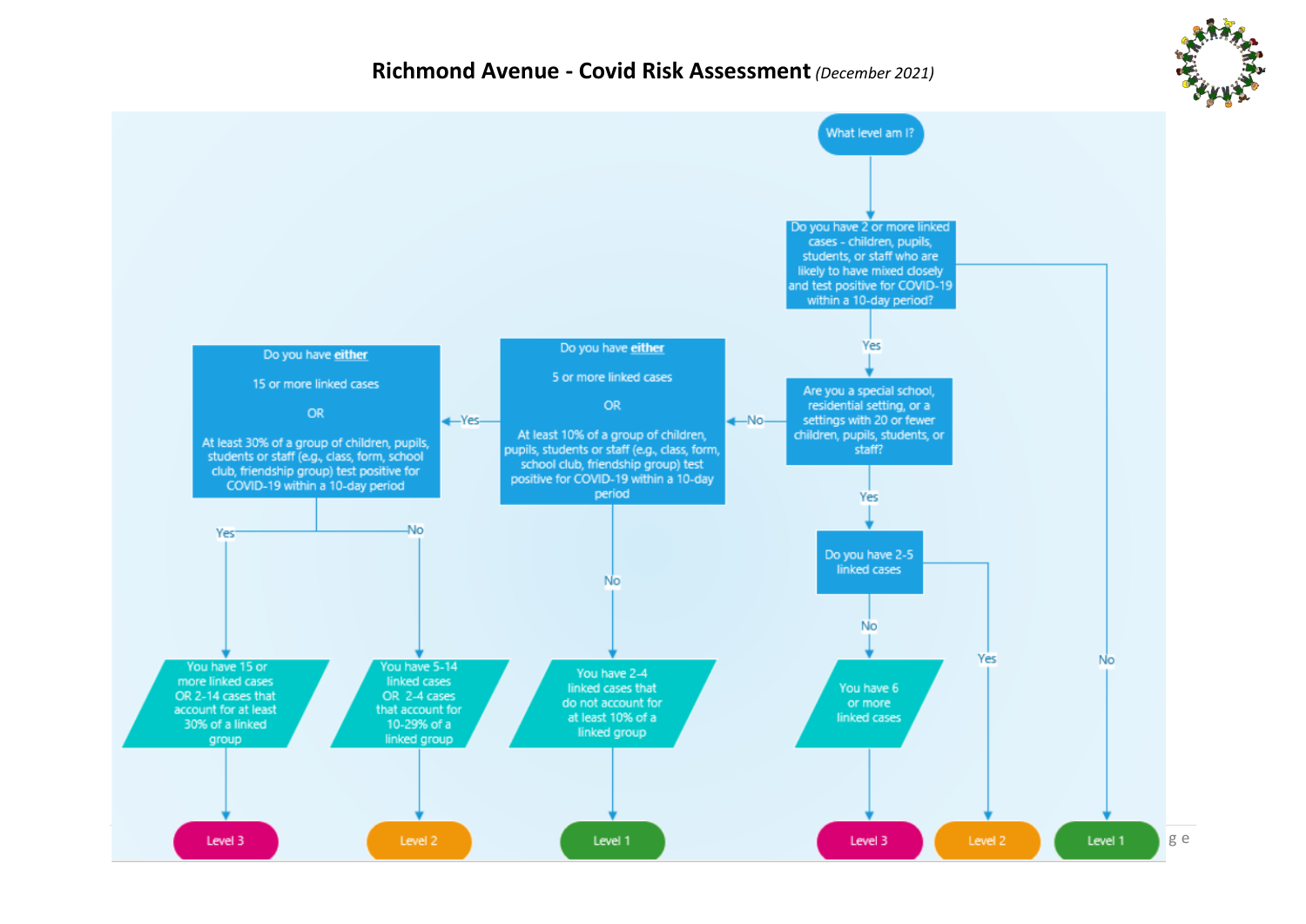## Richmond Avenue - Covid Risk Assessment *(December 2021)*

**What level am I?**

**Do you have 2 or more linked cases - children, pupils, students, or staff who are likely to have mixed closely and test positive for COVID-19 within a 10-day period?**

- **No** → Level 1
- **Yes** → **Are you a special school, residential setting, or a settings with 20 or fewer children, pupils, students, or staff?**
  - **Yes** → **Do you have 2-5 linked cases**
    - **Yes** → Level 2
    - **No** → You have 6 or more linked cases → Level 3
  - **No** → **Do you have either 5 or more linked cases OR At least 10% of a group of children, pupils, students or staff (e.g., class, form, school club, friendship group) test positive for COVID-19 within a 10-day period**
    - **No** → You have 2-4 linked cases that do not account for at least 10% of a linked group → Level 1
    - **Yes** → **Do you have either 15 or more linked cases OR At least 30% of a group of children, pupils, students or staff (e.g., class, form, school club, friendship group) test positive for COVID-19 within a 10-day period**
      - **Yes** → You have 15 or more linked cases OR 2-14 cases that account for at least 30% of a linked group → Level 3
      - **No** → You have 5-14 linked cases OR 2-4 cases that account for 10-29% of a linked group → Level 2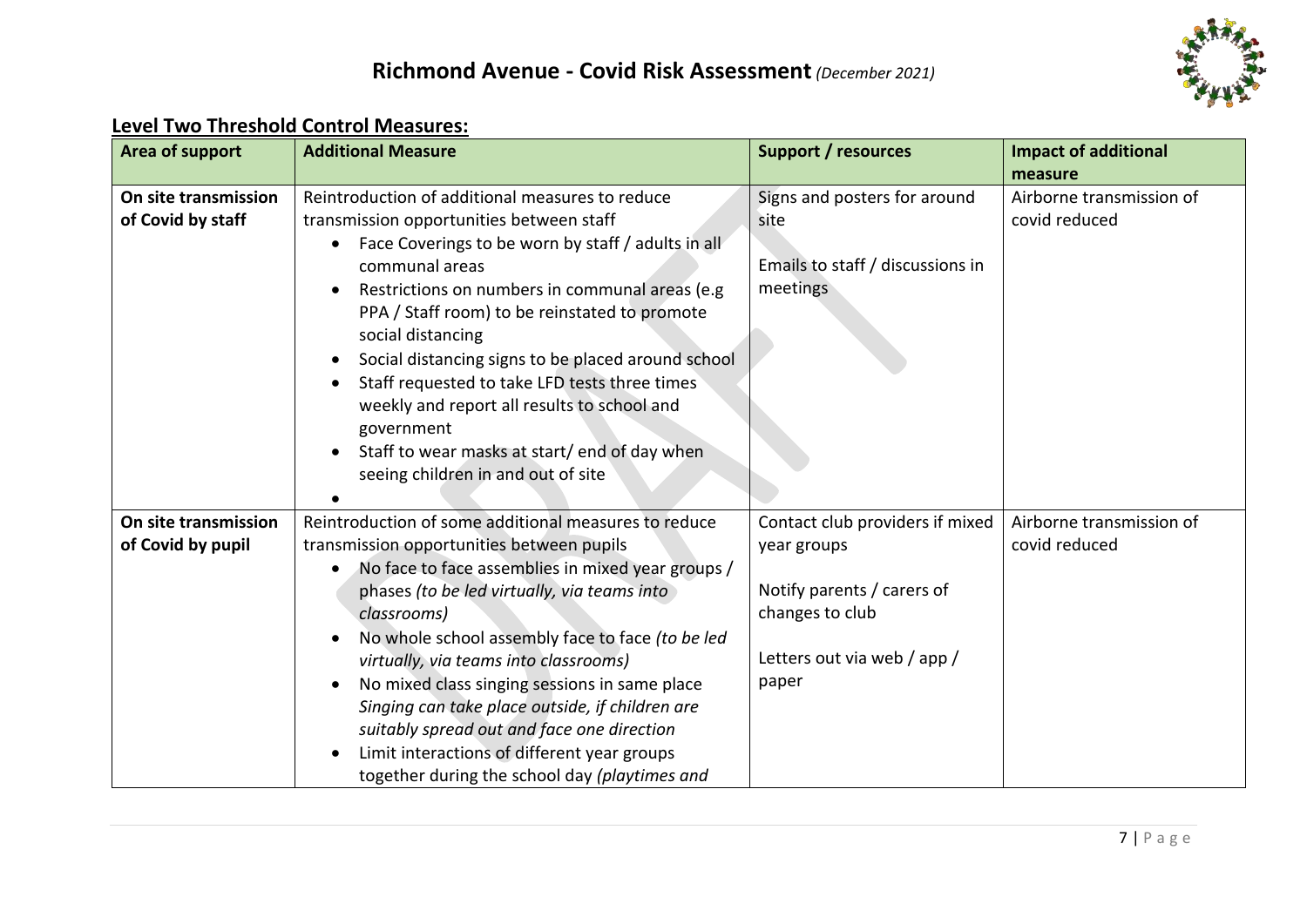# Richmond Avenue - Covid Risk Assessment *(December 2021)*

## Level Two Threshold Control Measures:

| Area of support | Additional Measure | Support / resources | Impact of additional measure |
|---|---|---|---|
| **On site transmission of Covid by staff** | Reintroduction of additional measures to reduce transmission opportunities between staff<br>• Face Coverings to be worn by staff / adults in all communal areas<br>• Restrictions on numbers in communal areas (e.g PPA / Staff room) to be reinstated to promote social distancing<br>• Social distancing signs to be placed around school<br>• Staff requested to take LFD tests three times weekly and report all results to school and government<br>• Staff to wear masks at start/ end of day when seeing children in and out of site<br>• | Signs and posters for around site<br><br>Emails to staff / discussions in meetings | Airborne transmission of covid reduced |
| **On site transmission of Covid by pupil** | Reintroduction of some additional measures to reduce transmission opportunities between pupils<br>• No face to face assemblies in mixed year groups / phases *(to be led virtually, via teams into classrooms)*<br>• No whole school assembly face to face *(to be led virtually, via teams into classrooms)*<br>• No mixed class singing sessions in same place *Singing can take place outside, if children are suitably spread out and face one direction*<br>• Limit interactions of different year groups together during the school day *(playtimes and* | Contact club providers if mixed year groups<br><br>Notify parents / carers of changes to club<br><br>Letters out via web / app / paper | Airborne transmission of covid reduced |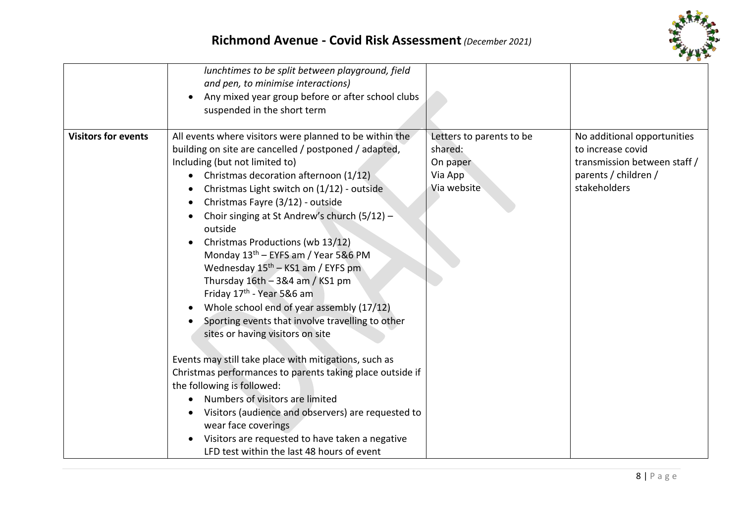|  |  |  |  |
|---|---|---|---|
|  | *lunchtimes to be split between playground, field and pen, to minimise interactions)*<br>• Any mixed year group before or after school clubs suspended in the short term |  |  |
| **Visitors for events** | All events where visitors were planned to be within the building on site are cancelled / postponed / adapted, Including (but not limited to)<br>• Christmas decoration afternoon (1/12)<br>• Christmas Light switch on (1/12) - outside<br>• Christmas Fayre (3/12) - outside<br>• Choir singing at St Andrew's church (5/12) – outside<br>• Christmas Productions (wb 13/12)<br>Monday 13th – EYFS am / Year 5&6 PM<br>Wednesday 15th – KS1 am / EYFS pm<br>Thursday 16th – 3&4 am / KS1 pm<br>Friday 17th - Year 5&6 am<br>• Whole school end of year assembly (17/12)<br>• Sporting events that involve travelling to other sites or having visitors on site<br><br>Events may still take place with mitigations, such as Christmas performances to parents taking place outside if the following is followed:<br>• Numbers of visitors are limited<br>• Visitors (audience and observers) are requested to wear face coverings<br>• Visitors are requested to have taken a negative LFD test within the last 48 hours of event | Letters to parents to be shared:<br>On paper<br>Via App<br>Via website | No additional opportunities to increase covid transmission between staff / parents / children / stakeholders |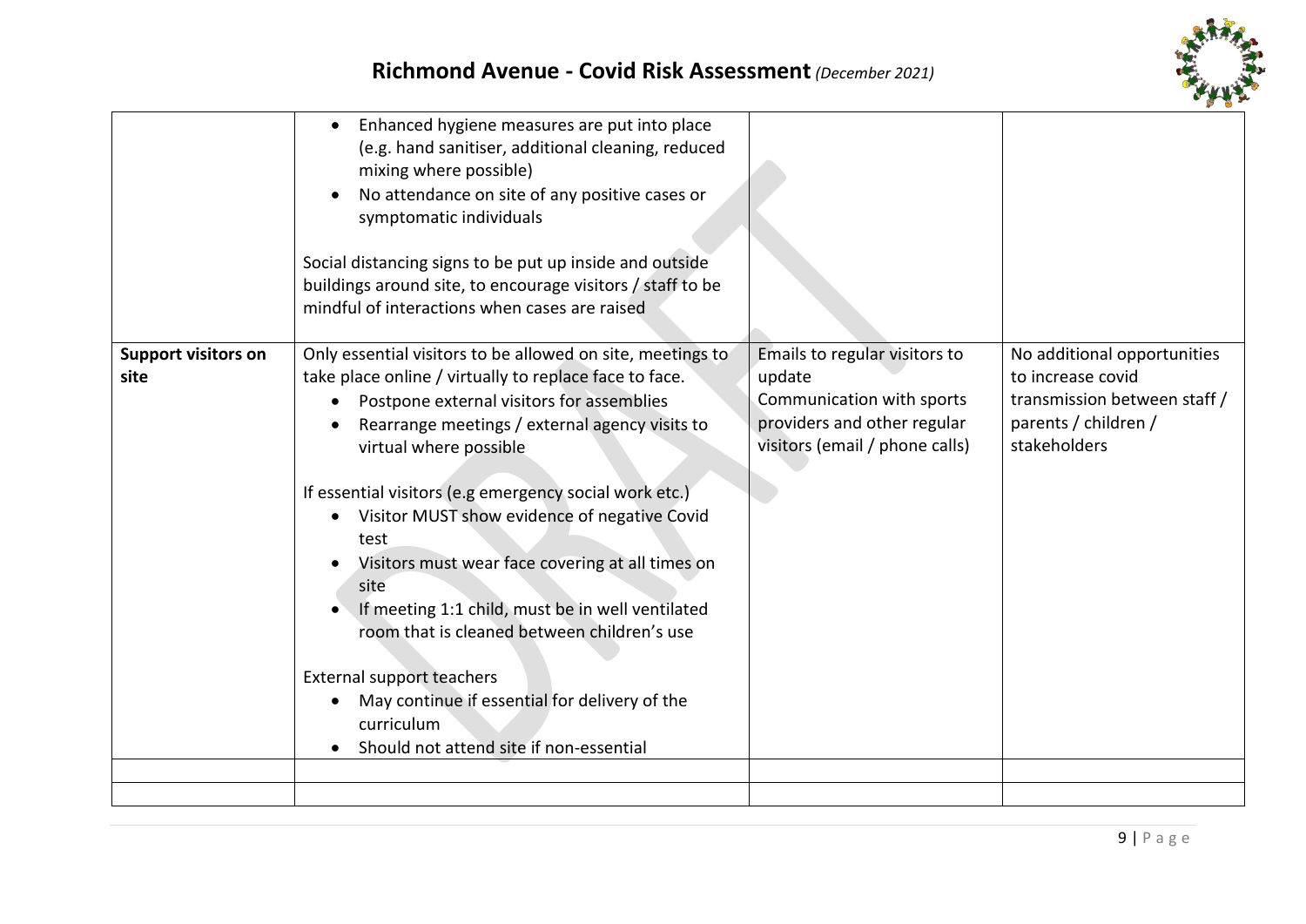| | | | |
|---|---|---|---|
| | • Enhanced hygiene measures are put into place (e.g. hand sanitiser, additional cleaning, reduced mixing where possible)<br>• No attendance on site of any positive cases or symptomatic individuals<br><br>Social distancing signs to be put up inside and outside buildings around site, to encourage visitors / staff to be mindful of interactions when cases are raised | | |
| **Support visitors on site** | Only essential visitors to be allowed on site, meetings to take place online / virtually to replace face to face.<br>• Postpone external visitors for assemblies<br>• Rearrange meetings / external agency visits to virtual where possible<br><br>If essential visitors (e.g emergency social work etc.)<br>• Visitor MUST show evidence of negative Covid test<br>• Visitors must wear face covering at all times on site<br>• If meeting 1:1 child, must be in well ventilated room that is cleaned between children's use<br><br>External support teachers<br>• May continue if essential for delivery of the curriculum<br>• Should not attend site if non-essential | Emails to regular visitors to update<br>Communication with sports providers and other regular visitors (email / phone calls) | No additional opportunities to increase covid transmission between staff / parents / children / stakeholders |
| | | | |
| | | | |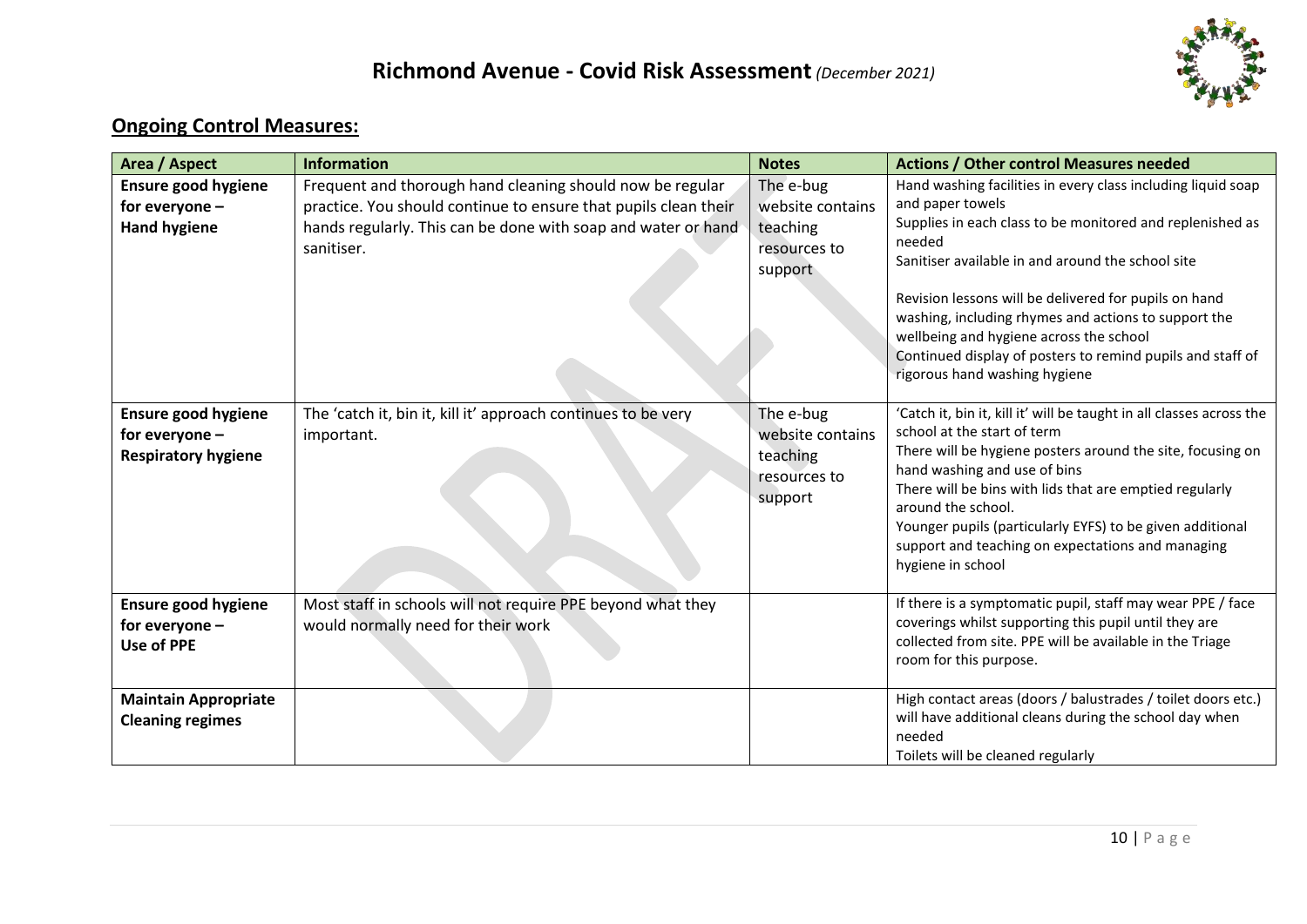# Richmond Avenue - Covid Risk Assessment *(December 2021)*

## Ongoing Control Measures:

| Area / Aspect | Information | Notes | Actions / Other control Measures needed |
|---|---|---|---|
| **Ensure good hygiene for everyone – Hand hygiene** | Frequent and thorough hand cleaning should now be regular practice. You should continue to ensure that pupils clean their hands regularly. This can be done with soap and water or hand sanitiser. | The e-bug website contains teaching resources to support | Hand washing facilities in every class including liquid soap and paper towels<br>Supplies in each class to be monitored and replenished as needed<br>Sanitiser available in and around the school site<br><br>Revision lessons will be delivered for pupils on hand washing, including rhymes and actions to support the wellbeing and hygiene across the school<br>Continued display of posters to remind pupils and staff of rigorous hand washing hygiene |
| **Ensure good hygiene for everyone – Respiratory hygiene** | The 'catch it, bin it, kill it' approach continues to be very important. | The e-bug website contains teaching resources to support | 'Catch it, bin it, kill it' will be taught in all classes across the school at the start of term<br>There will be hygiene posters around the site, focusing on hand washing and use of bins<br>There will be bins with lids that are emptied regularly around the school.<br>Younger pupils (particularly EYFS) to be given additional support and teaching on expectations and managing hygiene in school |
| **Ensure good hygiene for everyone – Use of PPE** | Most staff in schools will not require PPE beyond what they would normally need for their work | | If there is a symptomatic pupil, staff may wear PPE / face coverings whilst supporting this pupil until they are collected from site. PPE will be available in the Triage room for this purpose. |
| **Maintain Appropriate Cleaning regimes** | | | High contact areas (doors / balustrades / toilet doors etc.) will have additional cleans during the school day when needed<br>Toilets will be cleaned regularly |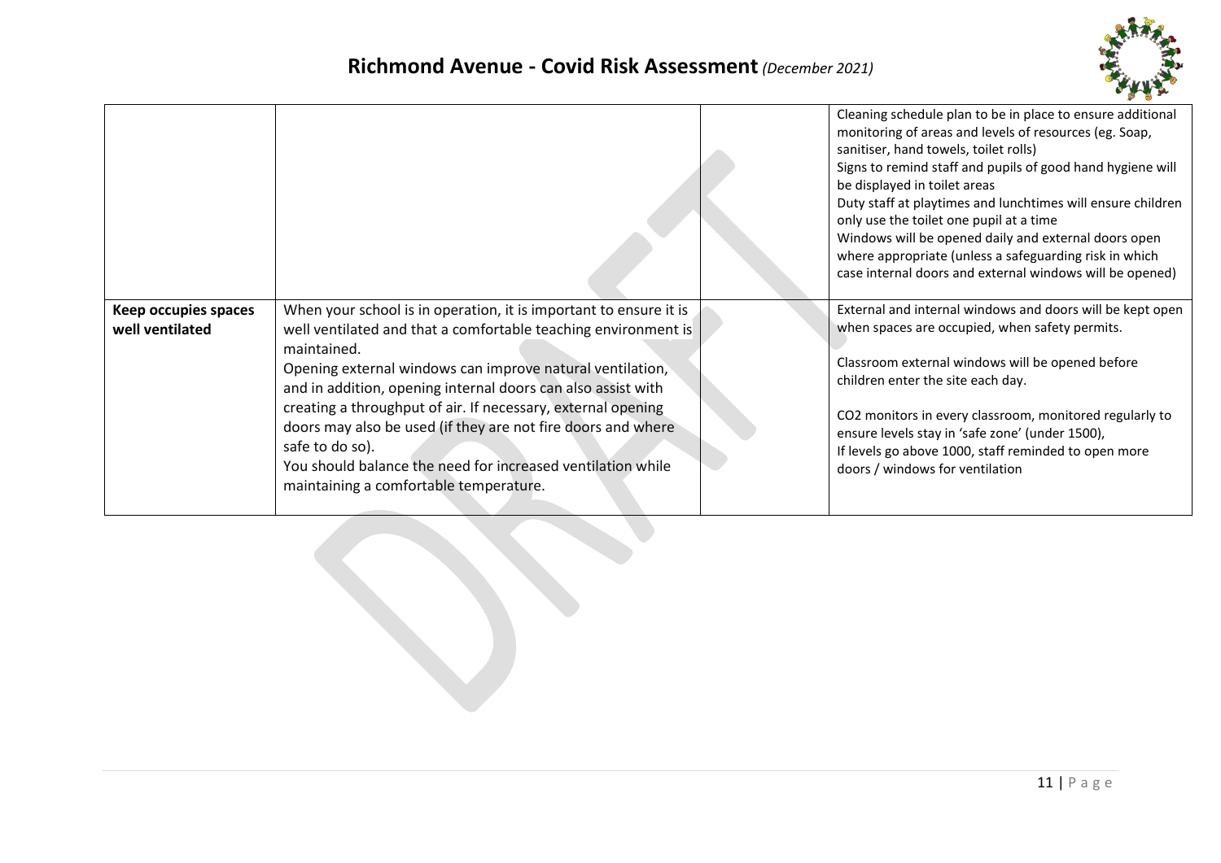| | | | |
|---|---|---|---|
| | | | Cleaning schedule plan to be in place to ensure additional monitoring of areas and levels of resources (eg. Soap, sanitiser, hand towels, toilet rolls)<br>Signs to remind staff and pupils of good hand hygiene will be displayed in toilet areas<br>Duty staff at playtimes and lunchtimes will ensure children only use the toilet one pupil at a time<br>Windows will be opened daily and external doors open where appropriate (unless a safeguarding risk in which case internal doors and external windows will be opened) |
| **Keep occupies spaces well ventilated** | When your school is in operation, it is important to ensure it is well ventilated and that a comfortable teaching environment is maintained.<br>Opening external windows can improve natural ventilation, and in addition, opening internal doors can also assist with creating a throughput of air. If necessary, external opening doors may also be used (if they are not fire doors and where safe to do so).<br>You should balance the need for increased ventilation while maintaining a comfortable temperature. | | External and internal windows and doors will be kept open when spaces are occupied, when safety permits.<br><br>Classroom external windows will be opened before children enter the site each day.<br><br>CO2 monitors in every classroom, monitored regularly to ensure levels stay in 'safe zone' (under 1500),<br>If levels go above 1000, staff reminded to open more doors / windows for ventilation |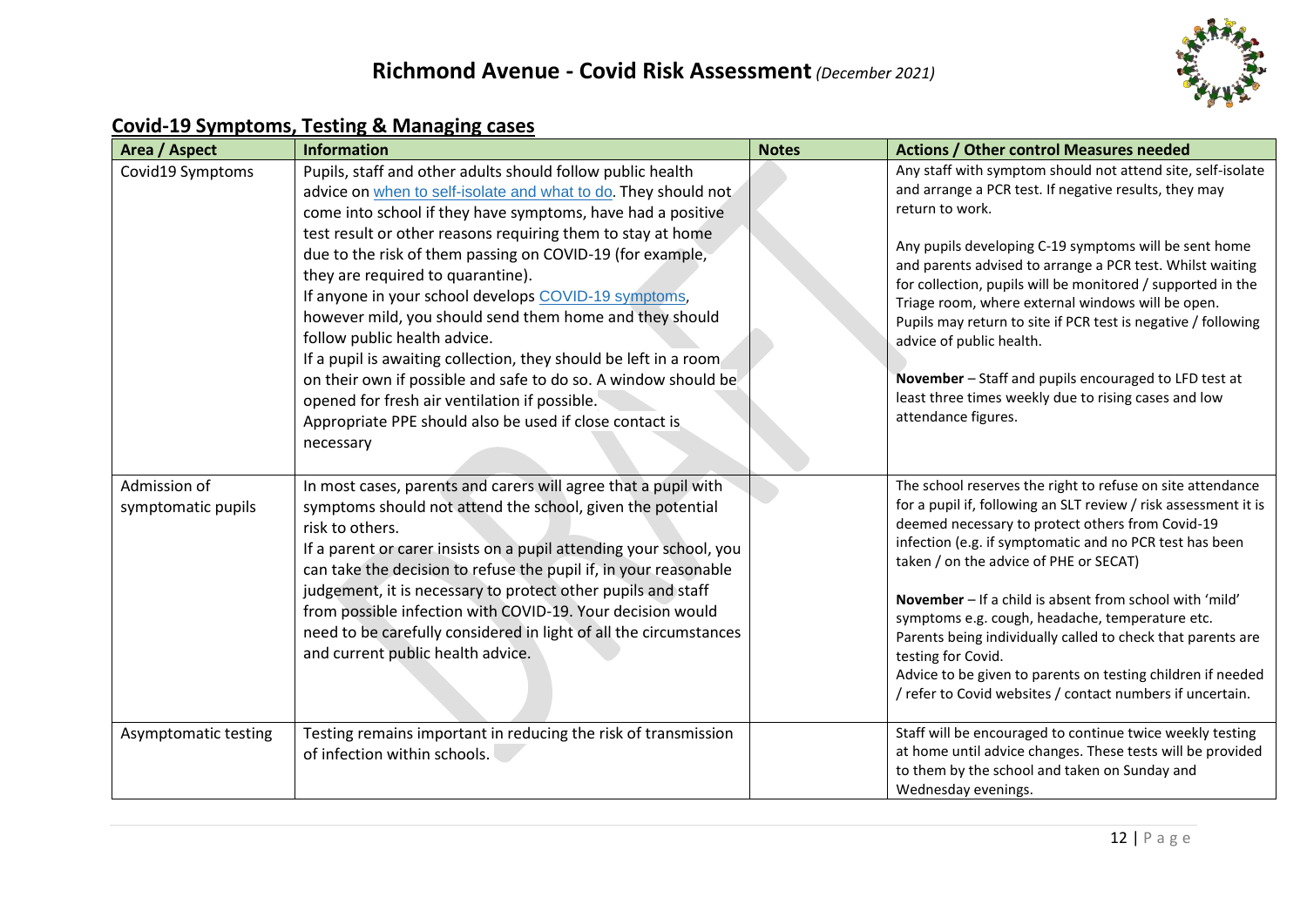# Richmond Avenue - Covid Risk Assessment *(December 2021)*

## Covid-19 Symptoms, Testing & Managing cases

| Area / Aspect | Information | Notes | Actions / Other control Measures needed |
|---|---|---|---|
| Covid19 Symptoms | Pupils, staff and other adults should follow public health advice on when to self-isolate and what to do. They should not come into school if they have symptoms, have had a positive test result or other reasons requiring them to stay at home due to the risk of them passing on COVID-19 (for example, they are required to quarantine).<br>If anyone in your school develops COVID-19 symptoms, however mild, you should send them home and they should follow public health advice.<br>If a pupil is awaiting collection, they should be left in a room on their own if possible and safe to do so. A window should be opened for fresh air ventilation if possible.<br>Appropriate PPE should also be used if close contact is necessary | | Any staff with symptom should not attend site, self-isolate and arrange a PCR test. If negative results, they may return to work.<br><br>Any pupils developing C-19 symptoms will be sent home and parents advised to arrange a PCR test. Whilst waiting for collection, pupils will be monitored / supported in the Triage room, where external windows will be open. Pupils may return to site if PCR test is negative / following advice of public health.<br><br>**November** – Staff and pupils encouraged to LFD test at least three times weekly due to rising cases and low attendance figures. |
| Admission of symptomatic pupils | In most cases, parents and carers will agree that a pupil with symptoms should not attend the school, given the potential risk to others.<br>If a parent or carer insists on a pupil attending your school, you can take the decision to refuse the pupil if, in your reasonable judgement, it is necessary to protect other pupils and staff from possible infection with COVID-19. Your decision would need to be carefully considered in light of all the circumstances and current public health advice. | | The school reserves the right to refuse on site attendance for a pupil if, following an SLT review / risk assessment it is deemed necessary to protect others from Covid-19 infection (e.g. if symptomatic and no PCR test has been taken / on the advice of PHE or SECAT)<br><br>**November** – If a child is absent from school with 'mild' symptoms e.g. cough, headache, temperature etc. Parents being individually called to check that parents are testing for Covid.<br>Advice to be given to parents on testing children if needed / refer to Covid websites / contact numbers if uncertain. |
| Asymptomatic testing | Testing remains important in reducing the risk of transmission of infection within schools. | | Staff will be encouraged to continue twice weekly testing at home until advice changes. These tests will be provided to them by the school and taken on Sunday and Wednesday evenings. |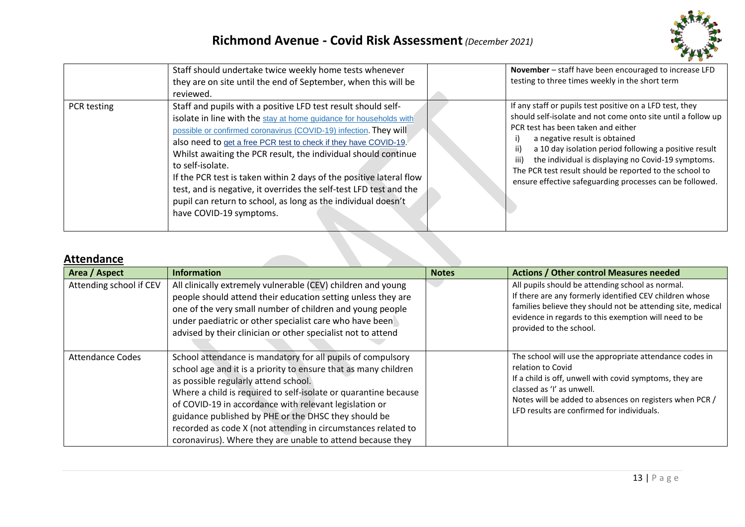|  | Staff should undertake twice weekly home tests whenever they are on site until the end of September, when this will be reviewed. |  | **November** – staff have been encouraged to increase LFD testing to three times weekly in the short term |
|---|---|---|---|
| PCR testing | Staff and pupils with a positive LFD test result should self-isolate in line with the stay at home guidance for households with possible or confirmed coronavirus (COVID-19) infection. They will also need to get a free PCR test to check if they have COVID-19. Whilst awaiting the PCR result, the individual should continue to self-isolate. If the PCR test is taken within 2 days of the positive lateral flow test, and is negative, it overrides the self-test LFD test and the pupil can return to school, as long as the individual doesn't have COVID-19 symptoms. |  | If any staff or pupils test positive on a LFD test, they should self-isolate and not come onto site until a follow up PCR test has been taken and either i) a negative result is obtained ii) a 10 day isolation period following a positive result iii) the individual is displaying no Covid-19 symptoms. The PCR test result should be reported to the school to ensure effective safeguarding processes can be followed. |

## Attendance

| Area / Aspect | Information | Notes | Actions / Other control Measures needed |
|---|---|---|---|
| Attending school if CEV | All clinically extremely vulnerable (CEV) children and young people should attend their education setting unless they are one of the very small number of children and young people under paediatric or other specialist care who have been advised by their clinician or other specialist not to attend |  | All pupils should be attending school as normal. If there are any formerly identified CEV children whose families believe they should not be attending site, medical evidence in regards to this exemption will need to be provided to the school. |
| Attendance Codes | School attendance is mandatory for all pupils of compulsory school age and it is a priority to ensure that as many children as possible regularly attend school. Where a child is required to self-isolate or quarantine because of COVID-19 in accordance with relevant legislation or guidance published by PHE or the DHSC they should be recorded as code X (not attending in circumstances related to coronavirus). Where they are unable to attend because they |  | The school will use the appropriate attendance codes in relation to Covid If a child is off, unwell with covid symptoms, they are classed as 'I' as unwell. Notes will be added to absences on registers when PCR / LFD results are confirmed for individuals. |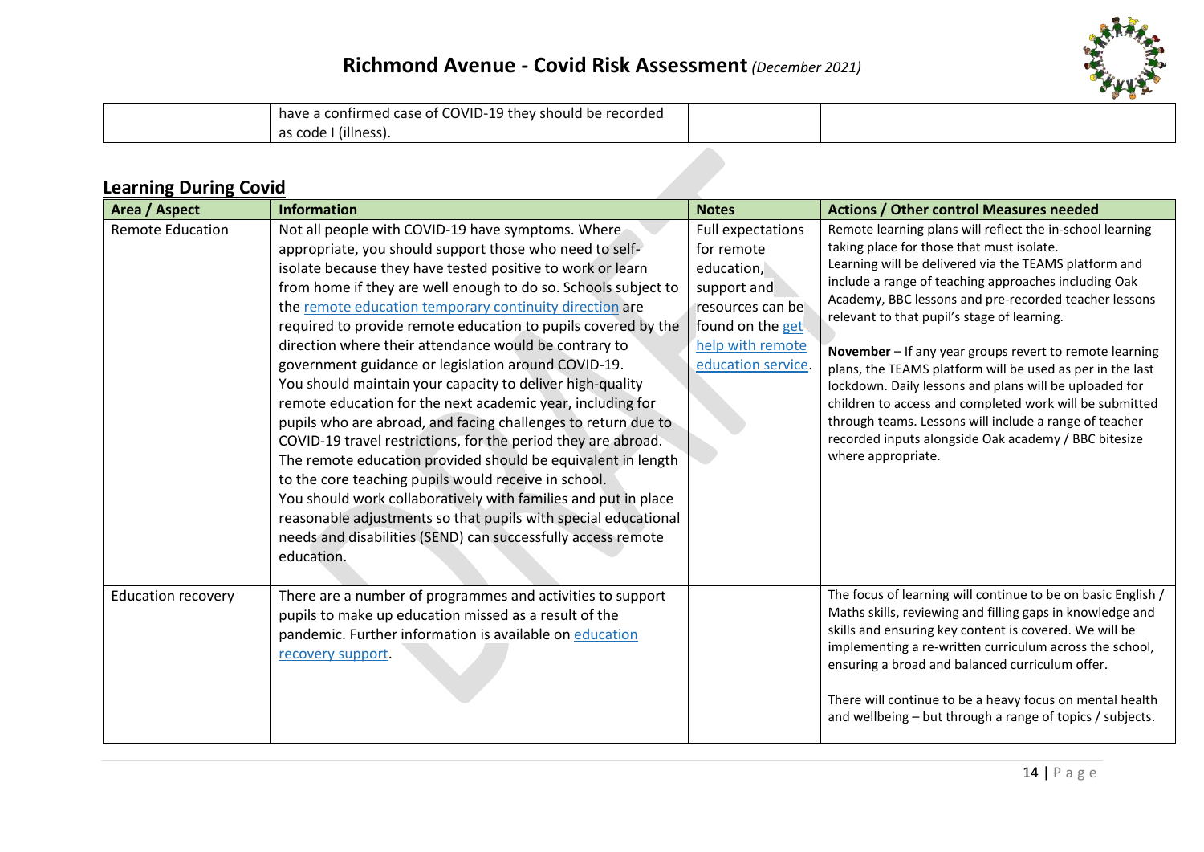|  | have a confirmed case of COVID-19 they should be recorded as code I (illness). |  |  |
|---|---|---|---|

## Learning During Covid

| Area / Aspect | Information | Notes | Actions / Other control Measures needed |
|---|---|---|---|
| Remote Education | Not all people with COVID-19 have symptoms. Where appropriate, you should support those who need to self-isolate because they have tested positive to work or learn from home if they are well enough to do so. Schools subject to the remote education temporary continuity direction are required to provide remote education to pupils covered by the direction where their attendance would be contrary to government guidance or legislation around COVID-19.<br>You should maintain your capacity to deliver high-quality remote education for the next academic year, including for pupils who are abroad, and facing challenges to return due to COVID-19 travel restrictions, for the period they are abroad.<br>The remote education provided should be equivalent in length to the core teaching pupils would receive in school.<br>You should work collaboratively with families and put in place reasonable adjustments so that pupils with special educational needs and disabilities (SEND) can successfully access remote education. | Full expectations for remote education, support and resources can be found on the get help with remote education service. | Remote learning plans will reflect the in-school learning taking place for those that must isolate.<br>Learning will be delivered via the TEAMS platform and include a range of teaching approaches including Oak Academy, BBC lessons and pre-recorded teacher lessons relevant to that pupil's stage of learning.<br><br>**November** – If any year groups revert to remote learning plans, the TEAMS platform will be used as per in the last lockdown. Daily lessons and plans will be uploaded for children to access and completed work will be submitted through teams. Lessons will include a range of teacher recorded inputs alongside Oak academy / BBC bitesize where appropriate. |
| Education recovery | There are a number of programmes and activities to support pupils to make up education missed as a result of the pandemic. Further information is available on education recovery support. |  | The focus of learning will continue to be on basic English / Maths skills, reviewing and filling gaps in knowledge and skills and ensuring key content is covered. We will be implementing a re-written curriculum across the school, ensuring a broad and balanced curriculum offer.<br><br>There will continue to be a heavy focus on mental health and wellbeing – but through a range of topics / subjects. |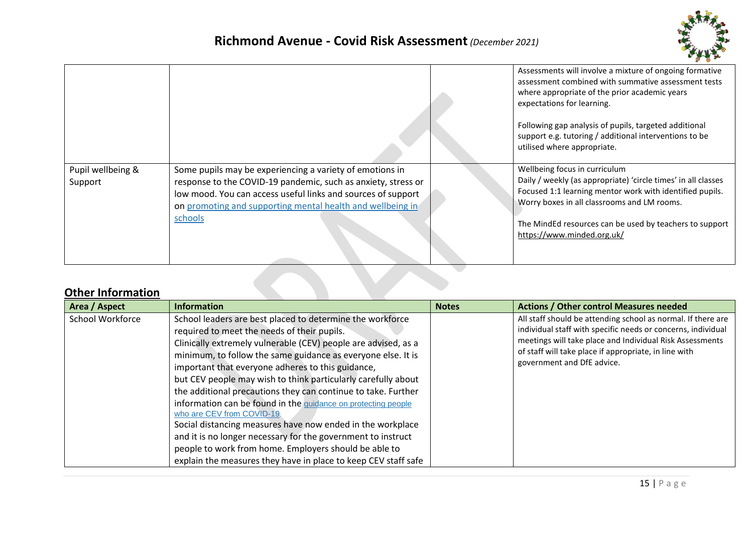|  |  |  | Assessments will involve a mixture of ongoing formative assessment combined with summative assessment tests where appropriate of the prior academic years expectations for learning.<br><br>Following gap analysis of pupils, targeted additional support e.g. tutoring / additional interventions to be utilised where appropriate. |
|---|---|---|---|
| Pupil wellbeing & Support | Some pupils may be experiencing a variety of emotions in response to the COVID-19 pandemic, such as anxiety, stress or low mood. You can access useful links and sources of support on [promoting and supporting mental health and wellbeing in schools](promoting and supporting mental health and wellbeing in schools) |  | Wellbeing focus in curriculum<br>Daily / weekly (as appropriate) 'circle times' in all classes<br>Focused 1:1 learning mentor work with identified pupils.<br>Worry boxes in all classrooms and LM rooms.<br><br>The MindEd resources can be used by teachers to support https://www.minded.org.uk/ |

## Other Information

| Area / Aspect | Information | Notes | Actions / Other control Measures needed |
|---|---|---|---|
| School Workforce | School leaders are best placed to determine the workforce required to meet the needs of their pupils.<br>Clinically extremely vulnerable (CEV) people are advised, as a minimum, to follow the same guidance as everyone else. It is important that everyone adheres to this guidance,<br>but CEV people may wish to think particularly carefully about the additional precautions they can continue to take. Further information can be found in the guidance on protecting people who are CEV from COVID-19.<br>Social distancing measures have now ended in the workplace and it is no longer necessary for the government to instruct people to work from home. Employers should be able to explain the measures they have in place to keep CEV staff safe |  | All staff should be attending school as normal. If there are individual staff with specific needs or concerns, individual meetings will take place and Individual Risk Assessments of staff will take place if appropriate, in line with government and DfE advice. |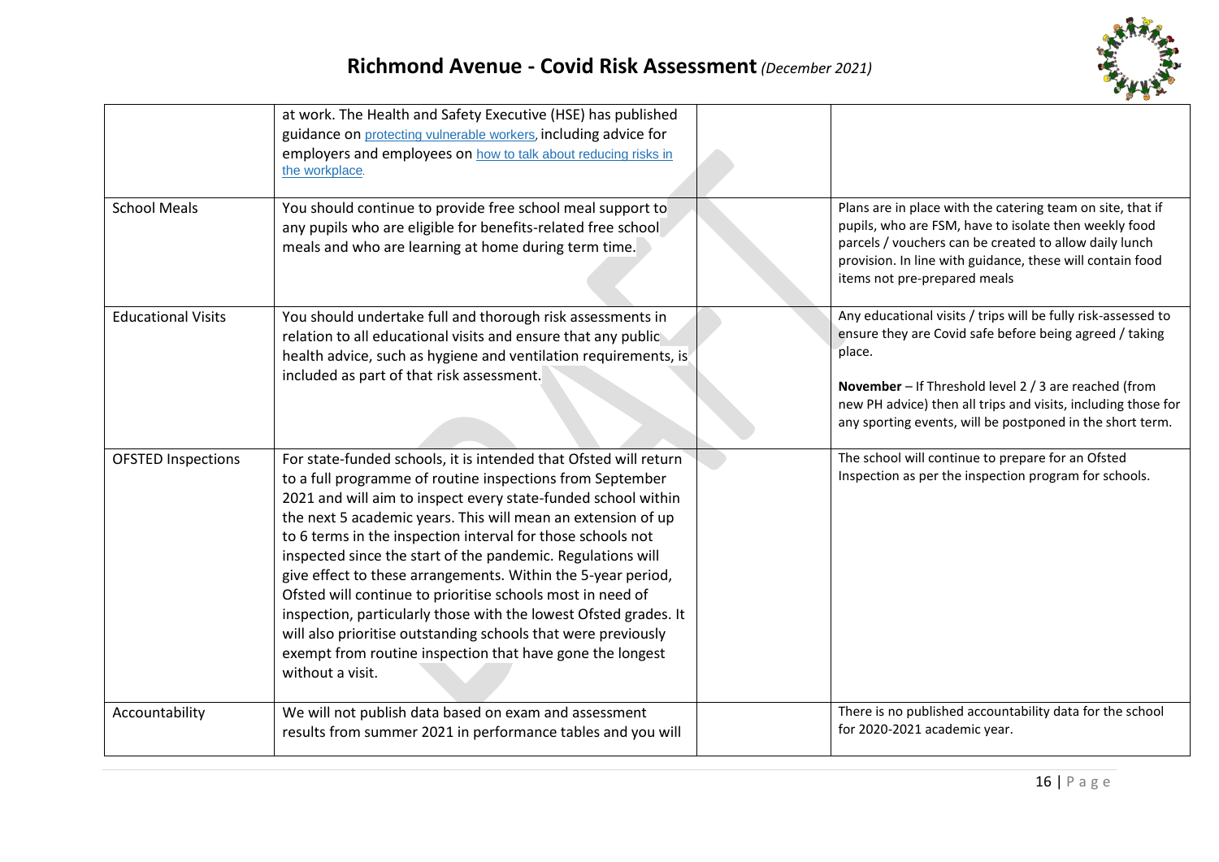| | | | |
|---|---|---|---|
| | at work. The Health and Safety Executive (HSE) has published guidance on protecting vulnerable workers, including advice for employers and employees on how to talk about reducing risks in the workplace. | | |
| School Meals | You should continue to provide free school meal support to any pupils who are eligible for benefits-related free school meals and who are learning at home during term time. | | Plans are in place with the catering team on site, that if pupils, who are FSM, have to isolate then weekly food parcels / vouchers can be created to allow daily lunch provision. In line with guidance, these will contain food items not pre-prepared meals |
| Educational Visits | You should undertake full and thorough risk assessments in relation to all educational visits and ensure that any public health advice, such as hygiene and ventilation requirements, is included as part of that risk assessment. | | Any educational visits / trips will be fully risk-assessed to ensure they are Covid safe before being agreed / taking place.<br><br>**November** – If Threshold level 2 / 3 are reached (from new PH advice) then all trips and visits, including those for any sporting events, will be postponed in the short term. |
| OFSTED Inspections | For state-funded schools, it is intended that Ofsted will return to a full programme of routine inspections from September 2021 and will aim to inspect every state-funded school within the next 5 academic years. This will mean an extension of up to 6 terms in the inspection interval for those schools not inspected since the start of the pandemic. Regulations will give effect to these arrangements. Within the 5-year period, Ofsted will continue to prioritise schools most in need of inspection, particularly those with the lowest Ofsted grades. It will also prioritise outstanding schools that were previously exempt from routine inspection that have gone the longest without a visit. | | The school will continue to prepare for an Ofsted Inspection as per the inspection program for schools. |
| Accountability | We will not publish data based on exam and assessment results from summer 2021 in performance tables and you will | | There is no published accountability data for the school for 2020-2021 academic year. |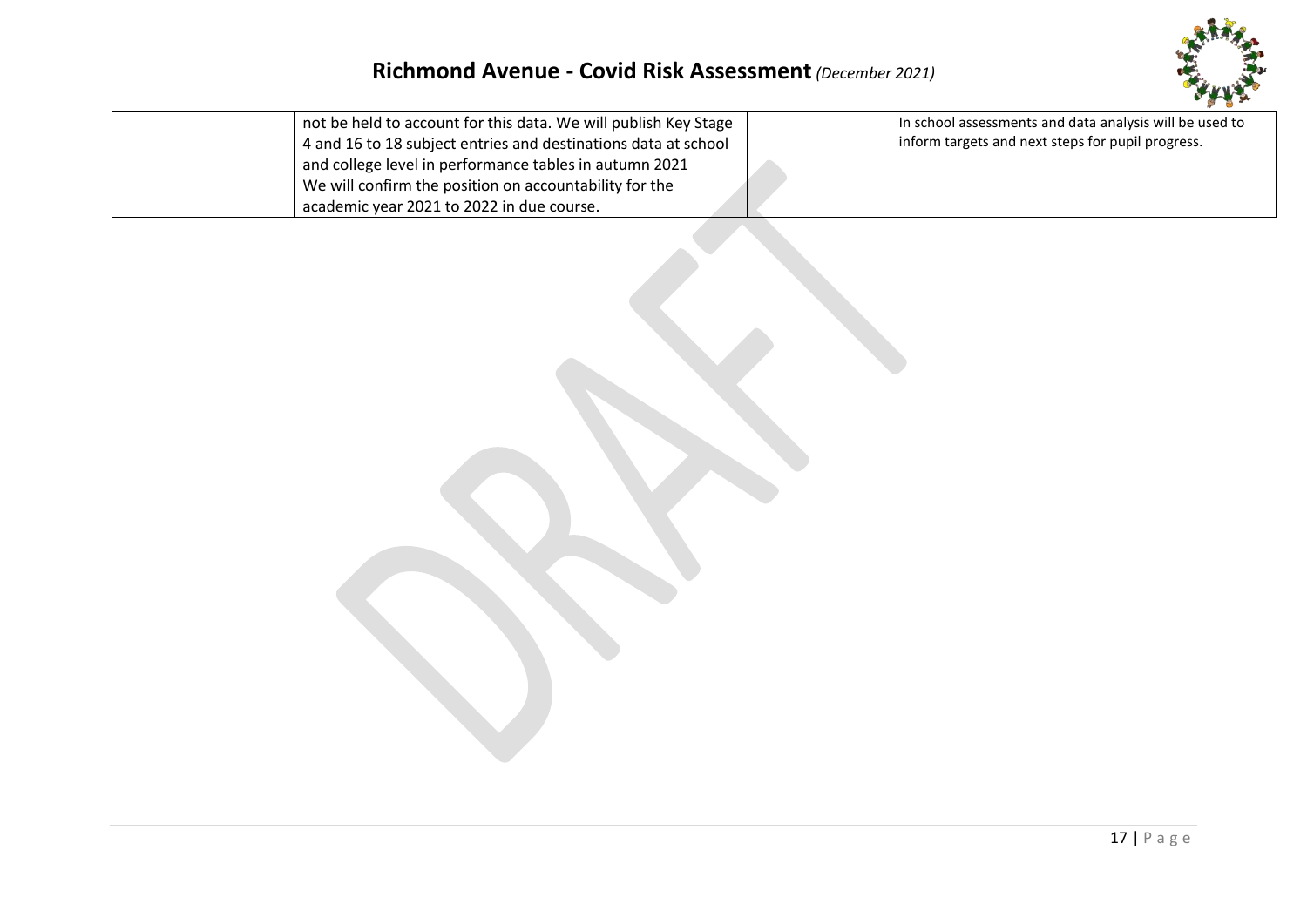| | | | |
|---|---|---|---|
| | not be held to account for this data. We will publish Key Stage 4 and 16 to 18 subject entries and destinations data at school and college level in performance tables in autumn 2021<br>We will confirm the position on accountability for the academic year 2021 to 2022 in due course. | | In school assessments and data analysis will be used to inform targets and next steps for pupil progress. |